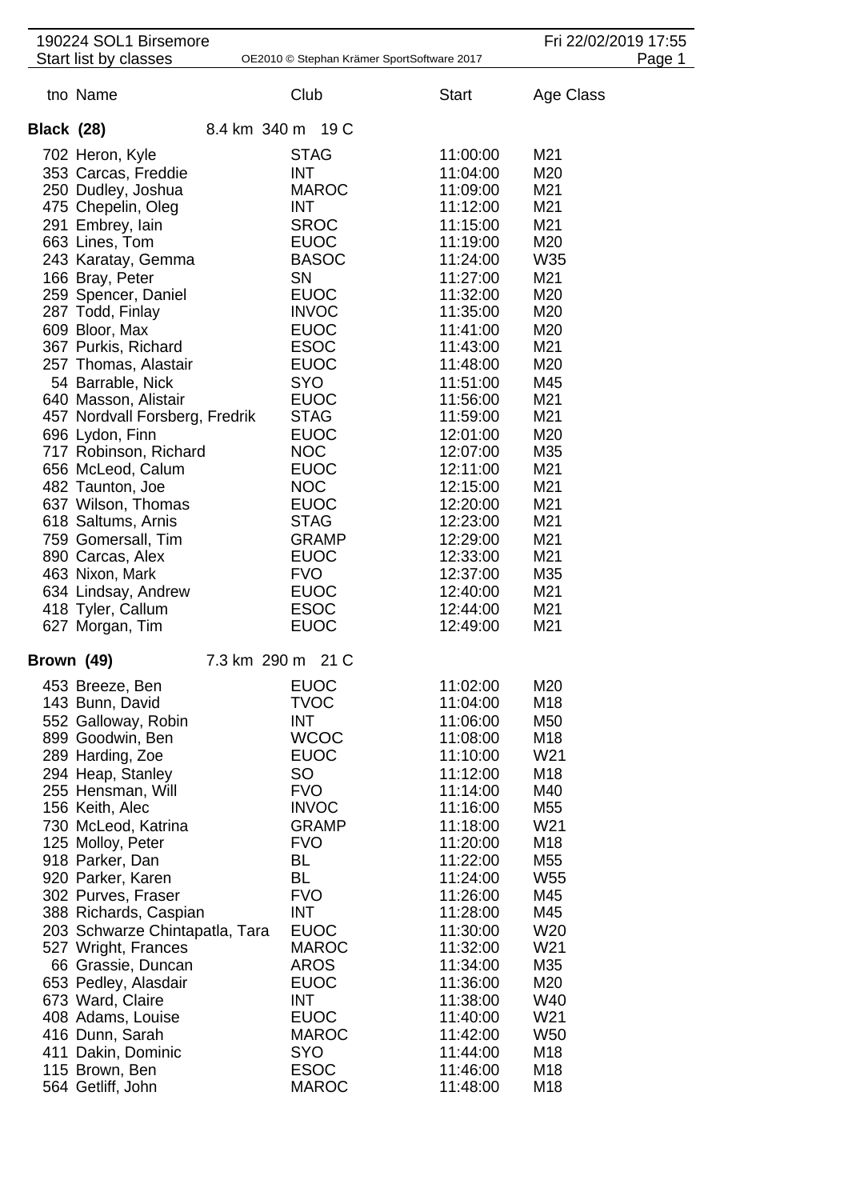190224 SOL1 Birsemore

Start list by classes

OE2010 © Stephan Krämer SportSoftware 2017

Fri 22/02/2019 17:55

## Black (28) — 8.4 km 340 m 19 C

| tno | Name | Club | Start | Age Class |
|---|---|---|---|---|
| 702 | Heron, Kyle | STAG | 11:00:00 | M21 |
| 353 | Carcas, Freddie | INT | 11:04:00 | M20 |
| 250 | Dudley, Joshua | MAROC | 11:09:00 | M21 |
| 475 | Chepelin, Oleg | INT | 11:12:00 | M21 |
| 291 | Embrey, Iain | SROC | 11:15:00 | M21 |
| 663 | Lines, Tom | EUOC | 11:19:00 | M20 |
| 243 | Karatay, Gemma | BASOC | 11:24:00 | W35 |
| 166 | Bray, Peter | SN | 11:27:00 | M21 |
| 259 | Spencer, Daniel | EUOC | 11:32:00 | M20 |
| 287 | Todd, Finlay | INVOC | 11:35:00 | M20 |
| 609 | Bloor, Max | EUOC | 11:41:00 | M20 |
| 367 | Purkis, Richard | ESOC | 11:43:00 | M21 |
| 257 | Thomas, Alastair | EUOC | 11:48:00 | M20 |
| 54 | Barrable, Nick | SYO | 11:51:00 | M45 |
| 640 | Masson, Alistair | EUOC | 11:56:00 | M21 |
| 457 | Nordvall Forsberg, Fredrik | STAG | 11:59:00 | M21 |
| 696 | Lydon, Finn | EUOC | 12:01:00 | M20 |
| 717 | Robinson, Richard | NOC | 12:07:00 | M35 |
| 656 | McLeod, Calum | EUOC | 12:11:00 | M21 |
| 482 | Taunton, Joe | NOC | 12:15:00 | M21 |
| 637 | Wilson, Thomas | EUOC | 12:20:00 | M21 |
| 618 | Saltums, Arnis | STAG | 12:23:00 | M21 |
| 759 | Gomersall, Tim | GRAMP | 12:29:00 | M21 |
| 890 | Carcas, Alex | EUOC | 12:33:00 | M21 |
| 463 | Nixon, Mark | FVO | 12:37:00 | M35 |
| 634 | Lindsay, Andrew | EUOC | 12:40:00 | M21 |
| 418 | Tyler, Callum | ESOC | 12:44:00 | M21 |
| 627 | Morgan, Tim | EUOC | 12:49:00 | M21 |

## Brown (49) — 7.3 km 290 m 21 C

| tno | Name | Club | Start | Age Class |
|---|---|---|---|---|
| 453 | Breeze, Ben | EUOC | 11:02:00 | M20 |
| 143 | Bunn, David | TVOC | 11:04:00 | M18 |
| 552 | Galloway, Robin | INT | 11:06:00 | M50 |
| 899 | Goodwin, Ben | WCOC | 11:08:00 | M18 |
| 289 | Harding, Zoe | EUOC | 11:10:00 | W21 |
| 294 | Heap, Stanley | SO | 11:12:00 | M18 |
| 255 | Hensman, Will | FVO | 11:14:00 | M40 |
| 156 | Keith, Alec | INVOC | 11:16:00 | M55 |
| 730 | McLeod, Katrina | GRAMP | 11:18:00 | W21 |
| 125 | Molloy, Peter | FVO | 11:20:00 | M18 |
| 918 | Parker, Dan | BL | 11:22:00 | M55 |
| 920 | Parker, Karen | BL | 11:24:00 | W55 |
| 302 | Purves, Fraser | FVO | 11:26:00 | M45 |
| 388 | Richards, Caspian | INT | 11:28:00 | M45 |
| 203 | Schwarze Chintapatla, Tara | EUOC | 11:30:00 | W20 |
| 527 | Wright, Frances | MAROC | 11:32:00 | W21 |
| 66 | Grassie, Duncan | AROS | 11:34:00 | M35 |
| 653 | Pedley, Alasdair | EUOC | 11:36:00 | M20 |
| 673 | Ward, Claire | INT | 11:38:00 | W40 |
| 408 | Adams, Louise | EUOC | 11:40:00 | W21 |
| 416 | Dunn, Sarah | MAROC | 11:42:00 | W50 |
| 411 | Dakin, Dominic | SYO | 11:44:00 | M18 |
| 115 | Brown, Ben | ESOC | 11:46:00 | M18 |
| 564 | Getliff, John | MAROC | 11:48:00 | M18 |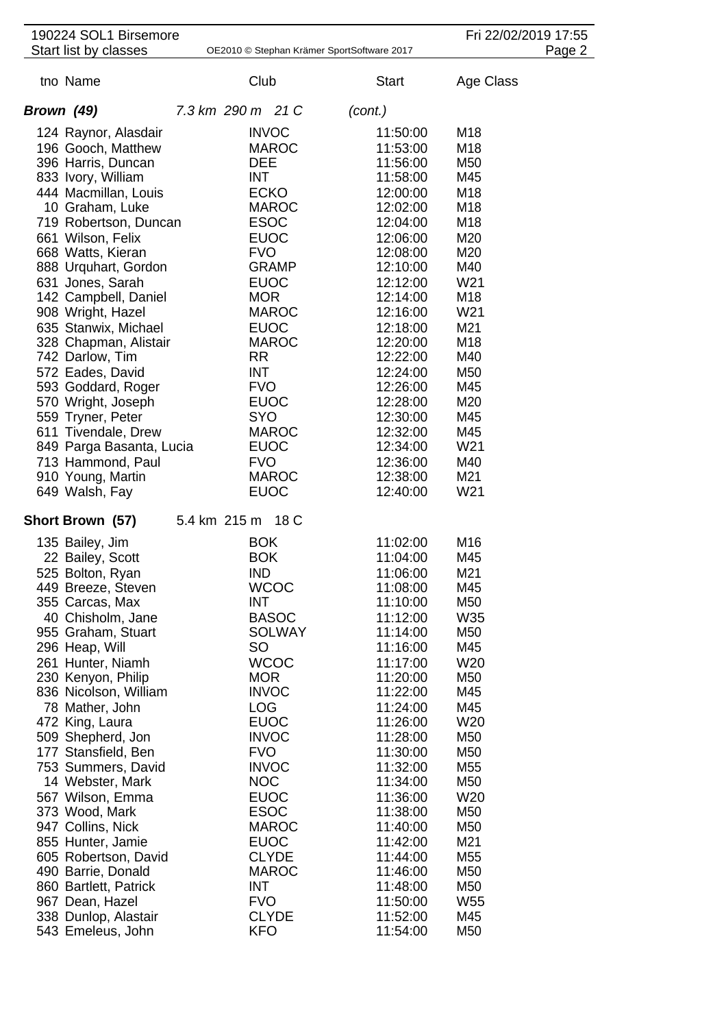| tno | Name | Club | Start | Age Class |
|---|---|---|---|---|
| ***Brown (49)*** | *7.3 km 290 m 21 C* | | *(cont.)* | |
| 124 | Raynor, Alasdair | INVOC | 11:50:00 | M18 |
| 196 | Gooch, Matthew | MAROC | 11:53:00 | M18 |
| 396 | Harris, Duncan | DEE | 11:56:00 | M50 |
| 833 | Ivory, William | INT | 11:58:00 | M45 |
| 444 | Macmillan, Louis | ECKO | 12:00:00 | M18 |
| 10 | Graham, Luke | MAROC | 12:02:00 | M18 |
| 719 | Robertson, Duncan | ESOC | 12:04:00 | M18 |
| 661 | Wilson, Felix | EUOC | 12:06:00 | M20 |
| 668 | Watts, Kieran | FVO | 12:08:00 | M20 |
| 888 | Urquhart, Gordon | GRAMP | 12:10:00 | M40 |
| 631 | Jones, Sarah | EUOC | 12:12:00 | W21 |
| 142 | Campbell, Daniel | MOR | 12:14:00 | M18 |
| 908 | Wright, Hazel | MAROC | 12:16:00 | W21 |
| 635 | Stanwix, Michael | EUOC | 12:18:00 | M21 |
| 328 | Chapman, Alistair | MAROC | 12:20:00 | M18 |
| 742 | Darlow, Tim | RR | 12:22:00 | M40 |
| 572 | Eades, David | INT | 12:24:00 | M50 |
| 593 | Goddard, Roger | FVO | 12:26:00 | M45 |
| 570 | Wright, Joseph | EUOC | 12:28:00 | M20 |
| 559 | Tryner, Peter | SYO | 12:30:00 | M45 |
| 611 | Tivendale, Drew | MAROC | 12:32:00 | M45 |
| 849 | Parga Basanta, Lucia | EUOC | 12:34:00 | W21 |
| 713 | Hammond, Paul | FVO | 12:36:00 | M40 |
| 910 | Young, Martin | MAROC | 12:38:00 | M21 |
| 649 | Walsh, Fay | EUOC | 12:40:00 | W21 |
| **Short Brown (57)** | 5.4 km 215 m 18 C | | | |
| 135 | Bailey, Jim | BOK | 11:02:00 | M16 |
| 22 | Bailey, Scott | BOK | 11:04:00 | M45 |
| 525 | Bolton, Ryan | IND | 11:06:00 | M21 |
| 449 | Breeze, Steven | WCOC | 11:08:00 | M45 |
| 355 | Carcas, Max | INT | 11:10:00 | M50 |
| 40 | Chisholm, Jane | BASOC | 11:12:00 | W35 |
| 955 | Graham, Stuart | SOLWAY | 11:14:00 | M50 |
| 296 | Heap, Will | SO | 11:16:00 | M45 |
| 261 | Hunter, Niamh | WCOC | 11:17:00 | W20 |
| 230 | Kenyon, Philip | MOR | 11:20:00 | M50 |
| 836 | Nicolson, William | INVOC | 11:22:00 | M45 |
| 78 | Mather, John | LOG | 11:24:00 | M45 |
| 472 | King, Laura | EUOC | 11:26:00 | W20 |
| 509 | Shepherd, Jon | INVOC | 11:28:00 | M50 |
| 177 | Stansfield, Ben | FVO | 11:30:00 | M50 |
| 753 | Summers, David | INVOC | 11:32:00 | M55 |
| 14 | Webster, Mark | NOC | 11:34:00 | M50 |
| 567 | Wilson, Emma | EUOC | 11:36:00 | W20 |
| 373 | Wood, Mark | ESOC | 11:38:00 | M50 |
| 947 | Collins, Nick | MAROC | 11:40:00 | M50 |
| 855 | Hunter, Jamie | EUOC | 11:42:00 | M21 |
| 605 | Robertson, David | CLYDE | 11:44:00 | M55 |
| 490 | Barrie, Donald | MAROC | 11:46:00 | M50 |
| 860 | Bartlett, Patrick | INT | 11:48:00 | M50 |
| 967 | Dean, Hazel | FVO | 11:50:00 | W55 |
| 338 | Dunlop, Alastair | CLYDE | 11:52:00 | M45 |
| 543 | Emeleus, John | KFO | 11:54:00 | M50 |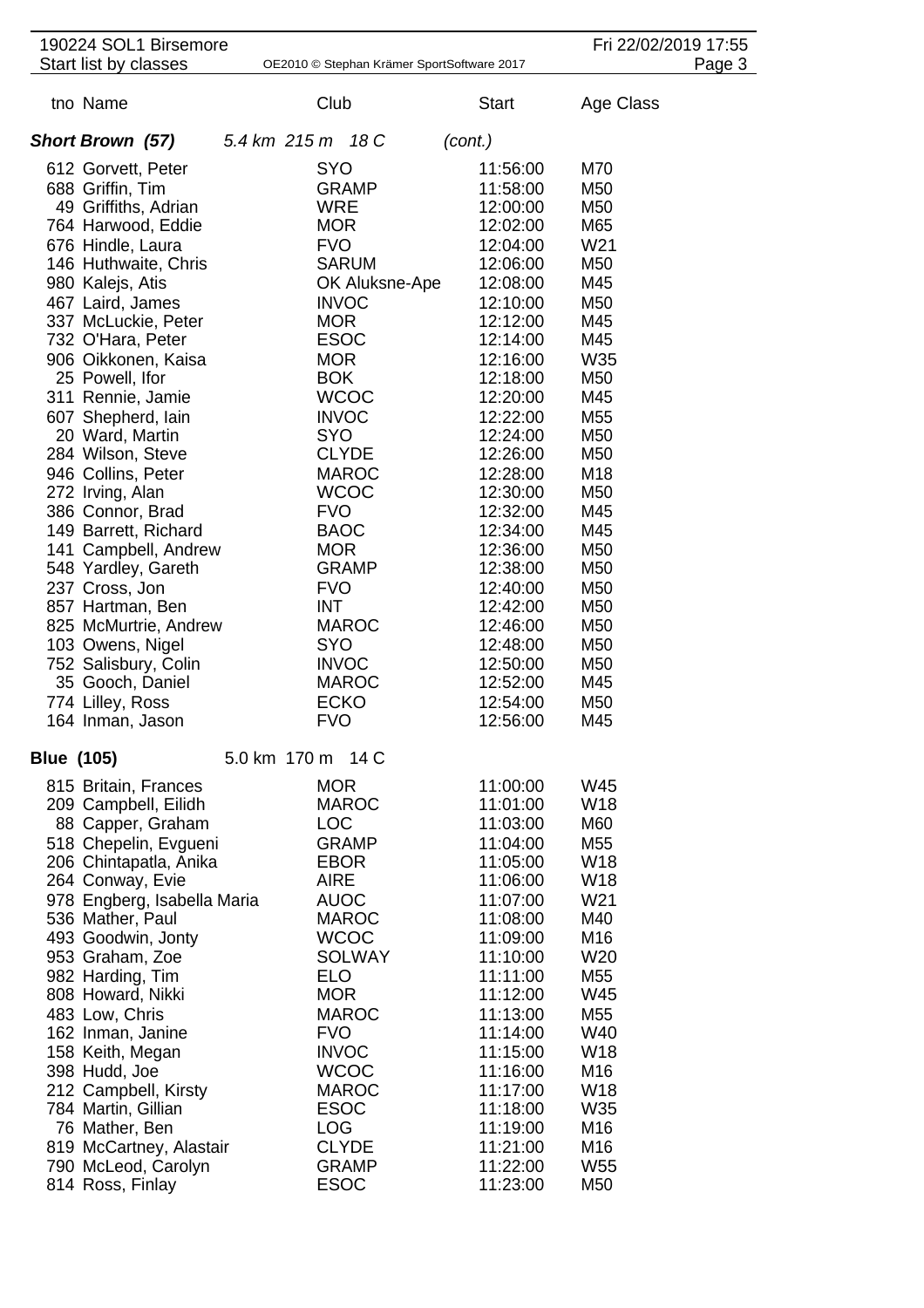| tno | Name | Club | Start | Age Class |
|---|---|---|---|---|
| ***Short Brown (57)*** | *5.4 km 215 m 18 C* | | *(cont.)* | |
| 612 | Gorvett, Peter | SYO | 11:56:00 | M70 |
| 688 | Griffin, Tim | GRAMP | 11:58:00 | M50 |
| 49 | Griffiths, Adrian | WRE | 12:00:00 | M50 |
| 764 | Harwood, Eddie | MOR | 12:02:00 | M65 |
| 676 | Hindle, Laura | FVO | 12:04:00 | W21 |
| 146 | Huthwaite, Chris | SARUM | 12:06:00 | M50 |
| 980 | Kalejs, Atis | OK Aluksne-Ape | 12:08:00 | M45 |
| 467 | Laird, James | INVOC | 12:10:00 | M50 |
| 337 | McLuckie, Peter | MOR | 12:12:00 | M45 |
| 732 | O'Hara, Peter | ESOC | 12:14:00 | M45 |
| 906 | Oikkonen, Kaisa | MOR | 12:16:00 | W35 |
| 25 | Powell, Ifor | BOK | 12:18:00 | M50 |
| 311 | Rennie, Jamie | WCOC | 12:20:00 | M45 |
| 607 | Shepherd, Iain | INVOC | 12:22:00 | M55 |
| 20 | Ward, Martin | SYO | 12:24:00 | M50 |
| 284 | Wilson, Steve | CLYDE | 12:26:00 | M50 |
| 946 | Collins, Peter | MAROC | 12:28:00 | M18 |
| 272 | Irving, Alan | WCOC | 12:30:00 | M50 |
| 386 | Connor, Brad | FVO | 12:32:00 | M45 |
| 149 | Barrett, Richard | BAOC | 12:34:00 | M45 |
| 141 | Campbell, Andrew | MOR | 12:36:00 | M50 |
| 548 | Yardley, Gareth | GRAMP | 12:38:00 | M50 |
| 237 | Cross, Jon | FVO | 12:40:00 | M50 |
| 857 | Hartman, Ben | INT | 12:42:00 | M50 |
| 825 | McMurtrie, Andrew | MAROC | 12:46:00 | M50 |
| 103 | Owens, Nigel | SYO | 12:48:00 | M50 |
| 752 | Salisbury, Colin | INVOC | 12:50:00 | M50 |
| 35 | Gooch, Daniel | MAROC | 12:52:00 | M45 |
| 774 | Lilley, Ross | ECKO | 12:54:00 | M50 |
| 164 | Inman, Jason | FVO | 12:56:00 | M45 |
| **Blue (105)** | 5.0 km 170 m 14 C | | | |
| 815 | Britain, Frances | MOR | 11:00:00 | W45 |
| 209 | Campbell, Eilidh | MAROC | 11:01:00 | W18 |
| 88 | Capper, Graham | LOC | 11:03:00 | M60 |
| 518 | Chepelin, Evgueni | GRAMP | 11:04:00 | M55 |
| 206 | Chintapatla, Anika | EBOR | 11:05:00 | W18 |
| 264 | Conway, Evie | AIRE | 11:06:00 | W18 |
| 978 | Engberg, Isabella Maria | AUOC | 11:07:00 | W21 |
| 536 | Mather, Paul | MAROC | 11:08:00 | M40 |
| 493 | Goodwin, Jonty | WCOC | 11:09:00 | M16 |
| 953 | Graham, Zoe | SOLWAY | 11:10:00 | W20 |
| 982 | Harding, Tim | ELO | 11:11:00 | M55 |
| 808 | Howard, Nikki | MOR | 11:12:00 | W45 |
| 483 | Low, Chris | MAROC | 11:13:00 | M55 |
| 162 | Inman, Janine | FVO | 11:14:00 | W40 |
| 158 | Keith, Megan | INVOC | 11:15:00 | W18 |
| 398 | Hudd, Joe | WCOC | 11:16:00 | M16 |
| 212 | Campbell, Kirsty | MAROC | 11:17:00 | W18 |
| 784 | Martin, Gillian | ESOC | 11:18:00 | W35 |
| 76 | Mather, Ben | LOG | 11:19:00 | M16 |
| 819 | McCartney, Alastair | CLYDE | 11:21:00 | M16 |
| 790 | McLeod, Carolyn | GRAMP | 11:22:00 | W55 |
| 814 | Ross, Finlay | ESOC | 11:23:00 | M50 |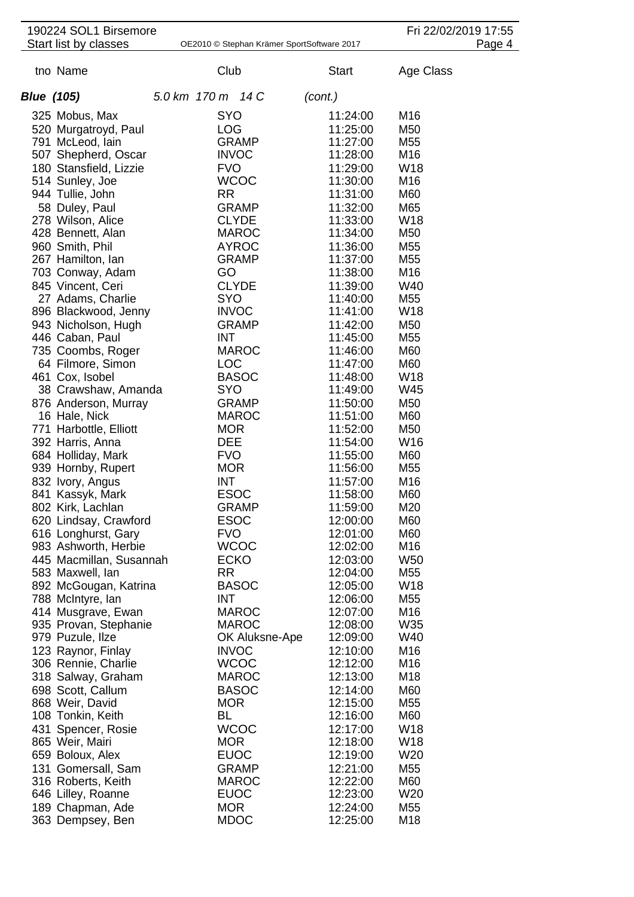| tno | Name | Club | Start | Age Class |
|---|---|---|---|---|
| **Blue (105)** | *5.0 km 170 m 14 C* | | *(cont.)* | |
| 325 | Mobus, Max | SYO | 11:24:00 | M16 |
| 520 | Murgatroyd, Paul | LOG | 11:25:00 | M50 |
| 791 | McLeod, Iain | GRAMP | 11:27:00 | M55 |
| 507 | Shepherd, Oscar | INVOC | 11:28:00 | M16 |
| 180 | Stansfield, Lizzie | FVO | 11:29:00 | W18 |
| 514 | Sunley, Joe | WCOC | 11:30:00 | M16 |
| 944 | Tullie, John | RR | 11:31:00 | M60 |
| 58 | Duley, Paul | GRAMP | 11:32:00 | M65 |
| 278 | Wilson, Alice | CLYDE | 11:33:00 | W18 |
| 428 | Bennett, Alan | MAROC | 11:34:00 | M50 |
| 960 | Smith, Phil | AYROC | 11:36:00 | M55 |
| 267 | Hamilton, Ian | GRAMP | 11:37:00 | M55 |
| 703 | Conway, Adam | GO | 11:38:00 | M16 |
| 845 | Vincent, Ceri | CLYDE | 11:39:00 | W40 |
| 27 | Adams, Charlie | SYO | 11:40:00 | M55 |
| 896 | Blackwood, Jenny | INVOC | 11:41:00 | W18 |
| 943 | Nicholson, Hugh | GRAMP | 11:42:00 | M50 |
| 446 | Caban, Paul | INT | 11:45:00 | M55 |
| 735 | Coombs, Roger | MAROC | 11:46:00 | M60 |
| 64 | Filmore, Simon | LOC | 11:47:00 | M60 |
| 461 | Cox, Isobel | BASOC | 11:48:00 | W18 |
| 38 | Crawshaw, Amanda | SYO | 11:49:00 | W45 |
| 876 | Anderson, Murray | GRAMP | 11:50:00 | M50 |
| 16 | Hale, Nick | MAROC | 11:51:00 | M60 |
| 771 | Harbottle, Elliott | MOR | 11:52:00 | M50 |
| 392 | Harris, Anna | DEE | 11:54:00 | W16 |
| 684 | Holliday, Mark | FVO | 11:55:00 | M60 |
| 939 | Hornby, Rupert | MOR | 11:56:00 | M55 |
| 832 | Ivory, Angus | INT | 11:57:00 | M16 |
| 841 | Kassyk, Mark | ESOC | 11:58:00 | M60 |
| 802 | Kirk, Lachlan | GRAMP | 11:59:00 | M20 |
| 620 | Lindsay, Crawford | ESOC | 12:00:00 | M60 |
| 616 | Longhurst, Gary | FVO | 12:01:00 | M60 |
| 983 | Ashworth, Herbie | WCOC | 12:02:00 | M16 |
| 445 | Macmillan, Susannah | ECKO | 12:03:00 | W50 |
| 583 | Maxwell, Ian | RR | 12:04:00 | M55 |
| 892 | McGougan, Katrina | BASOC | 12:05:00 | W18 |
| 788 | McIntyre, Ian | INT | 12:06:00 | M55 |
| 414 | Musgrave, Ewan | MAROC | 12:07:00 | M16 |
| 935 | Provan, Stephanie | MAROC | 12:08:00 | W35 |
| 979 | Puzule, Ilze | OK Aluksne-Ape | 12:09:00 | W40 |
| 123 | Raynor, Finlay | INVOC | 12:10:00 | M16 |
| 306 | Rennie, Charlie | WCOC | 12:12:00 | M16 |
| 318 | Salway, Graham | MAROC | 12:13:00 | M18 |
| 698 | Scott, Callum | BASOC | 12:14:00 | M60 |
| 868 | Weir, David | MOR | 12:15:00 | M55 |
| 108 | Tonkin, Keith | BL | 12:16:00 | M60 |
| 431 | Spencer, Rosie | WCOC | 12:17:00 | W18 |
| 865 | Weir, Mairi | MOR | 12:18:00 | W18 |
| 659 | Boloux, Alex | EUOC | 12:19:00 | W20 |
| 131 | Gomersall, Sam | GRAMP | 12:21:00 | M55 |
| 316 | Roberts, Keith | MAROC | 12:22:00 | M60 |
| 646 | Lilley, Roanne | EUOC | 12:23:00 | W20 |
| 189 | Chapman, Ade | MOR | 12:24:00 | M55 |
| 363 | Dempsey, Ben | MDOC | 12:25:00 | M18 |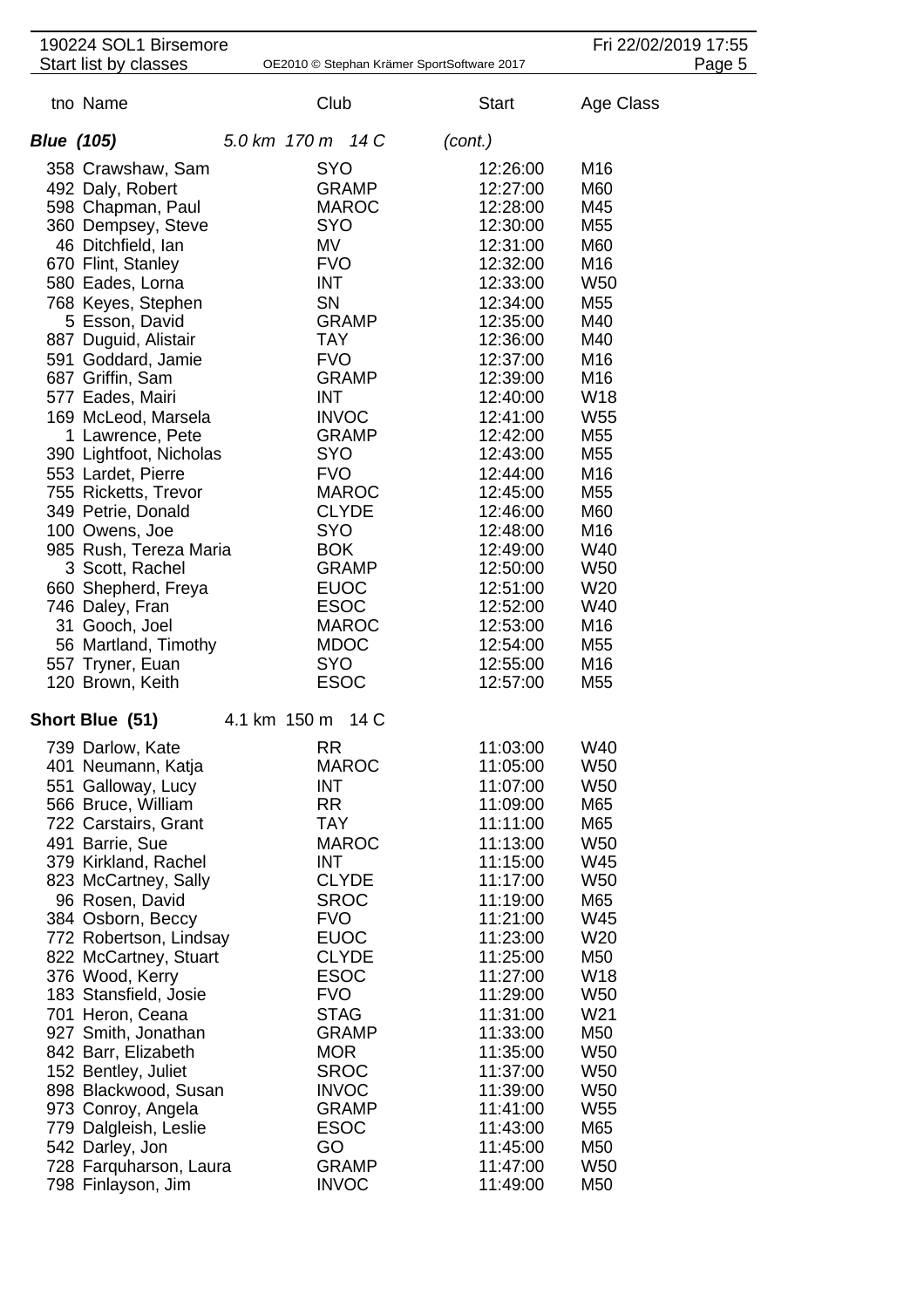| tno | Name | Club | Start | Age Class |
|---|---|---|---|---|
| ***Blue (105)*** | *5.0 km 170 m 14 C* | | *(cont.)* | |
| 358 | Crawshaw, Sam | SYO | 12:26:00 | M16 |
| 492 | Daly, Robert | GRAMP | 12:27:00 | M60 |
| 598 | Chapman, Paul | MAROC | 12:28:00 | M45 |
| 360 | Dempsey, Steve | SYO | 12:30:00 | M55 |
| 46 | Ditchfield, Ian | MV | 12:31:00 | M60 |
| 670 | Flint, Stanley | FVO | 12:32:00 | M16 |
| 580 | Eades, Lorna | INT | 12:33:00 | W50 |
| 768 | Keyes, Stephen | SN | 12:34:00 | M55 |
| 5 | Esson, David | GRAMP | 12:35:00 | M40 |
| 887 | Duguid, Alistair | TAY | 12:36:00 | M40 |
| 591 | Goddard, Jamie | FVO | 12:37:00 | M16 |
| 687 | Griffin, Sam | GRAMP | 12:39:00 | M16 |
| 577 | Eades, Mairi | INT | 12:40:00 | W18 |
| 169 | McLeod, Marsela | INVOC | 12:41:00 | W55 |
| 1 | Lawrence, Pete | GRAMP | 12:42:00 | M55 |
| 390 | Lightfoot, Nicholas | SYO | 12:43:00 | M55 |
| 553 | Lardet, Pierre | FVO | 12:44:00 | M16 |
| 755 | Ricketts, Trevor | MAROC | 12:45:00 | M55 |
| 349 | Petrie, Donald | CLYDE | 12:46:00 | M60 |
| 100 | Owens, Joe | SYO | 12:48:00 | M16 |
| 985 | Rush, Tereza Maria | BOK | 12:49:00 | W40 |
| 3 | Scott, Rachel | GRAMP | 12:50:00 | W50 |
| 660 | Shepherd, Freya | EUOC | 12:51:00 | W20 |
| 746 | Daley, Fran | ESOC | 12:52:00 | W40 |
| 31 | Gooch, Joel | MAROC | 12:53:00 | M16 |
| 56 | Martland, Timothy | MDOC | 12:54:00 | M55 |
| 557 | Tryner, Euan | SYO | 12:55:00 | M16 |
| 120 | Brown, Keith | ESOC | 12:57:00 | M55 |
| **Short Blue (51)** | 4.1 km 150 m 14 C | | | |
| 739 | Darlow, Kate | RR | 11:03:00 | W40 |
| 401 | Neumann, Katja | MAROC | 11:05:00 | W50 |
| 551 | Galloway, Lucy | INT | 11:07:00 | W50 |
| 566 | Bruce, William | RR | 11:09:00 | M65 |
| 722 | Carstairs, Grant | TAY | 11:11:00 | M65 |
| 491 | Barrie, Sue | MAROC | 11:13:00 | W50 |
| 379 | Kirkland, Rachel | INT | 11:15:00 | W45 |
| 823 | McCartney, Sally | CLYDE | 11:17:00 | W50 |
| 96 | Rosen, David | SROC | 11:19:00 | M65 |
| 384 | Osborn, Beccy | FVO | 11:21:00 | W45 |
| 772 | Robertson, Lindsay | EUOC | 11:23:00 | W20 |
| 822 | McCartney, Stuart | CLYDE | 11:25:00 | M50 |
| 376 | Wood, Kerry | ESOC | 11:27:00 | W18 |
| 183 | Stansfield, Josie | FVO | 11:29:00 | W50 |
| 701 | Heron, Ceana | STAG | 11:31:00 | W21 |
| 927 | Smith, Jonathan | GRAMP | 11:33:00 | M50 |
| 842 | Barr, Elizabeth | MOR | 11:35:00 | W50 |
| 152 | Bentley, Juliet | SROC | 11:37:00 | W50 |
| 898 | Blackwood, Susan | INVOC | 11:39:00 | W50 |
| 973 | Conroy, Angela | GRAMP | 11:41:00 | W55 |
| 779 | Dalgleish, Leslie | ESOC | 11:43:00 | M65 |
| 542 | Darley, Jon | GO | 11:45:00 | M50 |
| 728 | Farquharson, Laura | GRAMP | 11:47:00 | W50 |
| 798 | Finlayson, Jim | INVOC | 11:49:00 | M50 |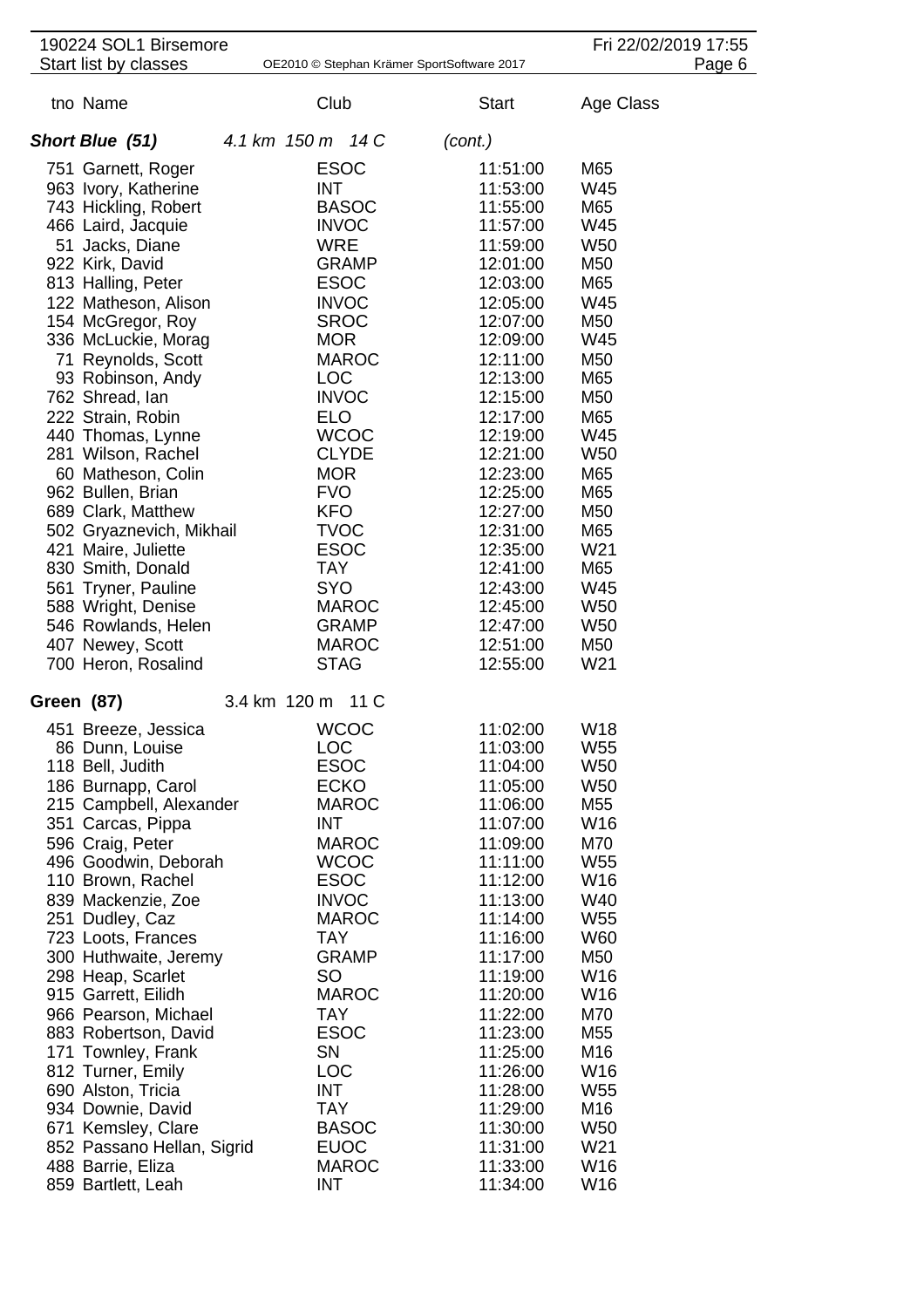| tno | Name | Club | Start | Age Class |
|---|---|---|---|---|

### *Short Blue (51)* *4.1 km 150 m 14 C* *(cont.)*

| tno | Name | Club | Start | Age Class |
|---|---|---|---|---|
| 751 | Garnett, Roger | ESOC | 11:51:00 | M65 |
| 963 | Ivory, Katherine | INT | 11:53:00 | W45 |
| 743 | Hickling, Robert | BASOC | 11:55:00 | M65 |
| 466 | Laird, Jacquie | INVOC | 11:57:00 | W45 |
| 51 | Jacks, Diane | WRE | 11:59:00 | W50 |
| 922 | Kirk, David | GRAMP | 12:01:00 | M50 |
| 813 | Halling, Peter | ESOC | 12:03:00 | M65 |
| 122 | Matheson, Alison | INVOC | 12:05:00 | W45 |
| 154 | McGregor, Roy | SROC | 12:07:00 | M50 |
| 336 | McLuckie, Morag | MOR | 12:09:00 | W45 |
| 71 | Reynolds, Scott | MAROC | 12:11:00 | M50 |
| 93 | Robinson, Andy | LOC | 12:13:00 | M65 |
| 762 | Shread, Ian | INVOC | 12:15:00 | M50 |
| 222 | Strain, Robin | ELO | 12:17:00 | M65 |
| 440 | Thomas, Lynne | WCOC | 12:19:00 | W45 |
| 281 | Wilson, Rachel | CLYDE | 12:21:00 | W50 |
| 60 | Matheson, Colin | MOR | 12:23:00 | M65 |
| 962 | Bullen, Brian | FVO | 12:25:00 | M65 |
| 689 | Clark, Matthew | KFO | 12:27:00 | M50 |
| 502 | Gryaznevich, Mikhail | TVOC | 12:31:00 | M65 |
| 421 | Maire, Juliette | ESOC | 12:35:00 | W21 |
| 830 | Smith, Donald | TAY | 12:41:00 | M65 |
| 561 | Tryner, Pauline | SYO | 12:43:00 | W45 |
| 588 | Wright, Denise | MAROC | 12:45:00 | W50 |
| 546 | Rowlands, Helen | GRAMP | 12:47:00 | W50 |
| 407 | Newey, Scott | MAROC | 12:51:00 | M50 |
| 700 | Heron, Rosalind | STAG | 12:55:00 | W21 |

### Green (87) 3.4 km 120 m 11 C

| tno | Name | Club | Start | Age Class |
|---|---|---|---|---|
| 451 | Breeze, Jessica | WCOC | 11:02:00 | W18 |
| 86 | Dunn, Louise | LOC | 11:03:00 | W55 |
| 118 | Bell, Judith | ESOC | 11:04:00 | W50 |
| 186 | Burnapp, Carol | ECKO | 11:05:00 | W50 |
| 215 | Campbell, Alexander | MAROC | 11:06:00 | M55 |
| 351 | Carcas, Pippa | INT | 11:07:00 | W16 |
| 596 | Craig, Peter | MAROC | 11:09:00 | M70 |
| 496 | Goodwin, Deborah | WCOC | 11:11:00 | W55 |
| 110 | Brown, Rachel | ESOC | 11:12:00 | W16 |
| 839 | Mackenzie, Zoe | INVOC | 11:13:00 | W40 |
| 251 | Dudley, Caz | MAROC | 11:14:00 | W55 |
| 723 | Loots, Frances | TAY | 11:16:00 | W60 |
| 300 | Huthwaite, Jeremy | GRAMP | 11:17:00 | M50 |
| 298 | Heap, Scarlet | SO | 11:19:00 | W16 |
| 915 | Garrett, Eilidh | MAROC | 11:20:00 | W16 |
| 966 | Pearson, Michael | TAY | 11:22:00 | M70 |
| 883 | Robertson, David | ESOC | 11:23:00 | M55 |
| 171 | Townley, Frank | SN | 11:25:00 | M16 |
| 812 | Turner, Emily | LOC | 11:26:00 | W16 |
| 690 | Alston, Tricia | INT | 11:28:00 | W55 |
| 934 | Downie, David | TAY | 11:29:00 | M16 |
| 671 | Kemsley, Clare | BASOC | 11:30:00 | W50 |
| 852 | Passano Hellan, Sigrid | EUOC | 11:31:00 | W21 |
| 488 | Barrie, Eliza | MAROC | 11:33:00 | W16 |
| 859 | Bartlett, Leah | INT | 11:34:00 | W16 |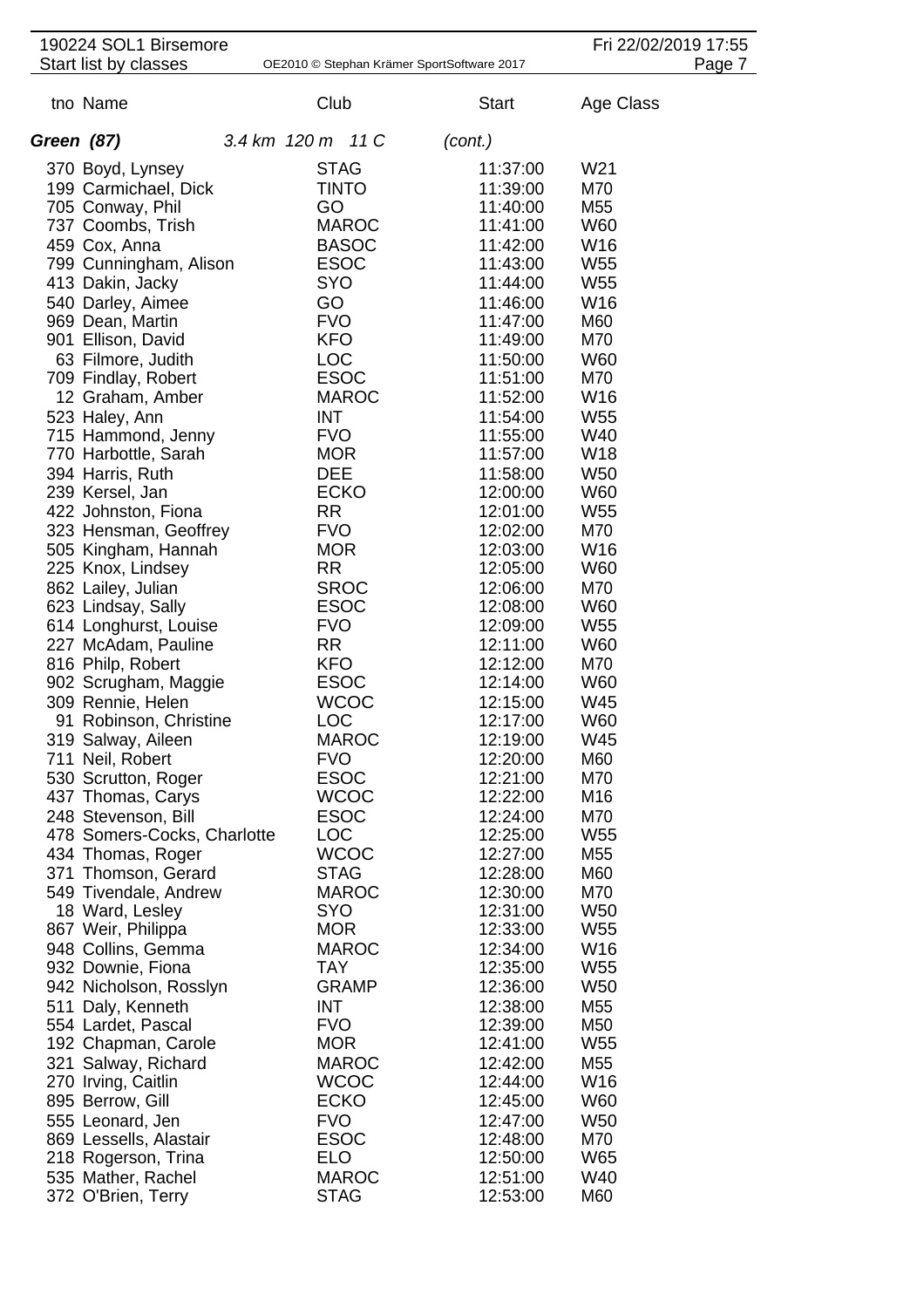| tno | Name | Club | Start | Age Class |
|---|---|---|---|---|
| ***Green (87)*** | *3.4 km 120 m 11 C* | | *(cont.)* | |
| 370 | Boyd, Lynsey | STAG | 11:37:00 | W21 |
| 199 | Carmichael, Dick | TINTO | 11:39:00 | M70 |
| 705 | Conway, Phil | GO | 11:40:00 | M55 |
| 737 | Coombs, Trish | MAROC | 11:41:00 | W60 |
| 459 | Cox, Anna | BASOC | 11:42:00 | W16 |
| 799 | Cunningham, Alison | ESOC | 11:43:00 | W55 |
| 413 | Dakin, Jacky | SYO | 11:44:00 | W55 |
| 540 | Darley, Aimee | GO | 11:46:00 | W16 |
| 969 | Dean, Martin | FVO | 11:47:00 | M60 |
| 901 | Ellison, David | KFO | 11:49:00 | M70 |
| 63 | Filmore, Judith | LOC | 11:50:00 | W60 |
| 709 | Findlay, Robert | ESOC | 11:51:00 | M70 |
| 12 | Graham, Amber | MAROC | 11:52:00 | W16 |
| 523 | Haley, Ann | INT | 11:54:00 | W55 |
| 715 | Hammond, Jenny | FVO | 11:55:00 | W40 |
| 770 | Harbottle, Sarah | MOR | 11:57:00 | W18 |
| 394 | Harris, Ruth | DEE | 11:58:00 | W50 |
| 239 | Kersel, Jan | ECKO | 12:00:00 | W60 |
| 422 | Johnston, Fiona | RR | 12:01:00 | W55 |
| 323 | Hensman, Geoffrey | FVO | 12:02:00 | M70 |
| 505 | Kingham, Hannah | MOR | 12:03:00 | W16 |
| 225 | Knox, Lindsey | RR | 12:05:00 | W60 |
| 862 | Lailey, Julian | SROC | 12:06:00 | M70 |
| 623 | Lindsay, Sally | ESOC | 12:08:00 | W60 |
| 614 | Longhurst, Louise | FVO | 12:09:00 | W55 |
| 227 | McAdam, Pauline | RR | 12:11:00 | W60 |
| 816 | Philp, Robert | KFO | 12:12:00 | M70 |
| 902 | Scrugham, Maggie | ESOC | 12:14:00 | W60 |
| 309 | Rennie, Helen | WCOC | 12:15:00 | W45 |
| 91 | Robinson, Christine | LOC | 12:17:00 | W60 |
| 319 | Salway, Aileen | MAROC | 12:19:00 | W45 |
| 711 | Neil, Robert | FVO | 12:20:00 | M60 |
| 530 | Scrutton, Roger | ESOC | 12:21:00 | M70 |
| 437 | Thomas, Carys | WCOC | 12:22:00 | M16 |
| 248 | Stevenson, Bill | ESOC | 12:24:00 | M70 |
| 478 | Somers-Cocks, Charlotte | LOC | 12:25:00 | W55 |
| 434 | Thomas, Roger | WCOC | 12:27:00 | M55 |
| 371 | Thomson, Gerard | STAG | 12:28:00 | M60 |
| 549 | Tivendale, Andrew | MAROC | 12:30:00 | M70 |
| 18 | Ward, Lesley | SYO | 12:31:00 | W50 |
| 867 | Weir, Philippa | MOR | 12:33:00 | W55 |
| 948 | Collins, Gemma | MAROC | 12:34:00 | W16 |
| 932 | Downie, Fiona | TAY | 12:35:00 | W55 |
| 942 | Nicholson, Rosslyn | GRAMP | 12:36:00 | W50 |
| 511 | Daly, Kenneth | INT | 12:38:00 | M55 |
| 554 | Lardet, Pascal | FVO | 12:39:00 | M50 |
| 192 | Chapman, Carole | MOR | 12:41:00 | W55 |
| 321 | Salway, Richard | MAROC | 12:42:00 | M55 |
| 270 | Irving, Caitlin | WCOC | 12:44:00 | W16 |
| 895 | Berrow, Gill | ECKO | 12:45:00 | W60 |
| 555 | Leonard, Jen | FVO | 12:47:00 | W50 |
| 869 | Lessells, Alastair | ESOC | 12:48:00 | M70 |
| 218 | Rogerson, Trina | ELO | 12:50:00 | W65 |
| 535 | Mather, Rachel | MAROC | 12:51:00 | W40 |
| 372 | O'Brien, Terry | STAG | 12:53:00 | M60 |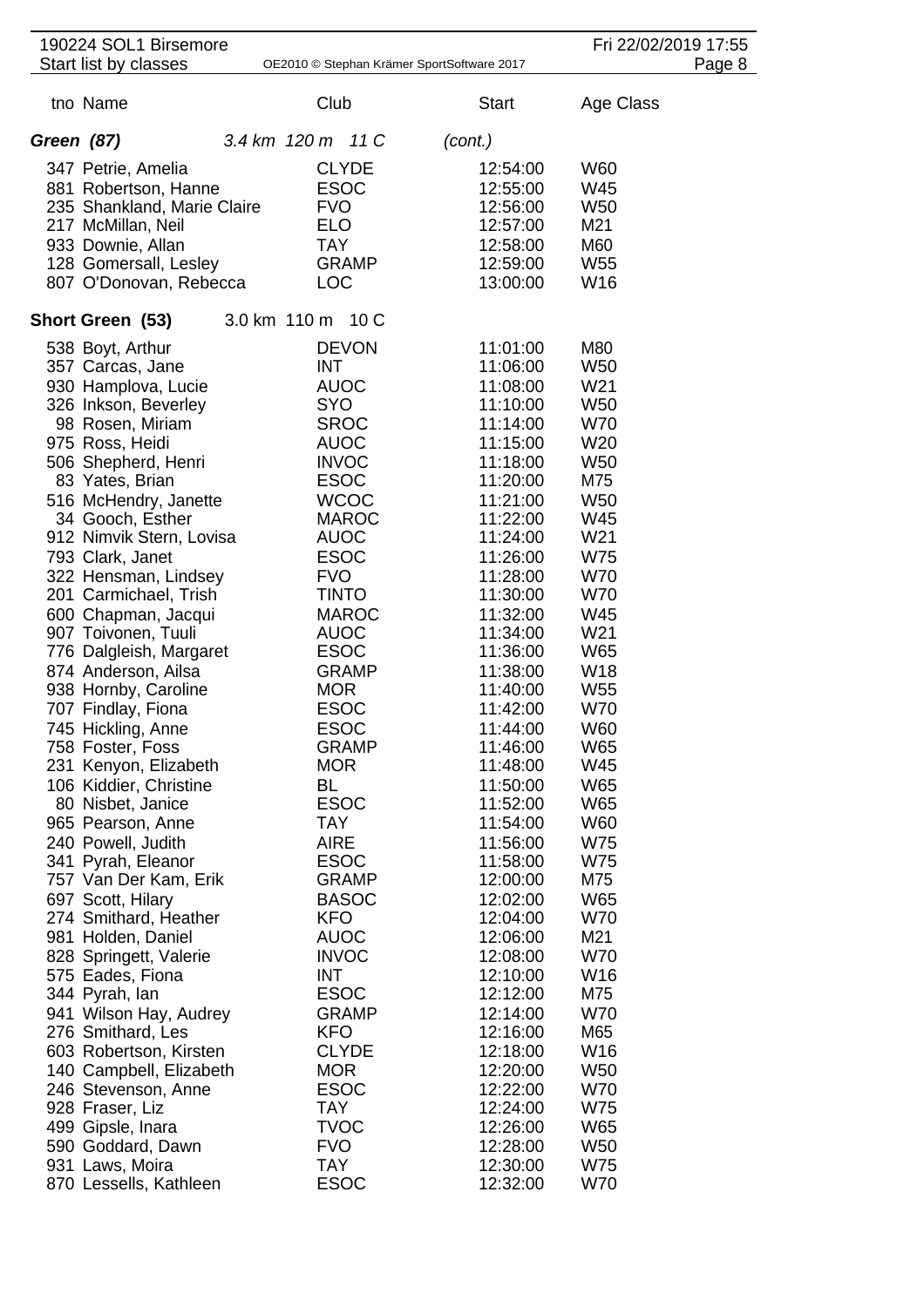| tno | Name | Club | Start | Age Class |
|---|---|---|---|---|
| **Green (87)** | 3.4 km 120 m 11 C | | (cont.) | |
| 347 | Petrie, Amelia | CLYDE | 12:54:00 | W60 |
| 881 | Robertson, Hanne | ESOC | 12:55:00 | W45 |
| 235 | Shankland, Marie Claire | FVO | 12:56:00 | W50 |
| 217 | McMillan, Neil | ELO | 12:57:00 | M21 |
| 933 | Downie, Allan | TAY | 12:58:00 | M60 |
| 128 | Gomersall, Lesley | GRAMP | 12:59:00 | W55 |
| 807 | O'Donovan, Rebecca | LOC | 13:00:00 | W16 |
| **Short Green (53)** | 3.0 km 110 m 10 C | | | |
| 538 | Boyt, Arthur | DEVON | 11:01:00 | M80 |
| 357 | Carcas, Jane | INT | 11:06:00 | W50 |
| 930 | Hamplova, Lucie | AUOC | 11:08:00 | W21 |
| 326 | Inkson, Beverley | SYO | 11:10:00 | W50 |
| 98 | Rosen, Miriam | SROC | 11:14:00 | W70 |
| 975 | Ross, Heidi | AUOC | 11:15:00 | W20 |
| 506 | Shepherd, Henri | INVOC | 11:18:00 | W50 |
| 83 | Yates, Brian | ESOC | 11:20:00 | M75 |
| 516 | McHendry, Janette | WCOC | 11:21:00 | W50 |
| 34 | Gooch, Esther | MAROC | 11:22:00 | W45 |
| 912 | Nimvik Stern, Lovisa | AUOC | 11:24:00 | W21 |
| 793 | Clark, Janet | ESOC | 11:26:00 | W75 |
| 322 | Hensman, Lindsey | FVO | 11:28:00 | W70 |
| 201 | Carmichael, Trish | TINTO | 11:30:00 | W70 |
| 600 | Chapman, Jacqui | MAROC | 11:32:00 | W45 |
| 907 | Toivonen, Tuuli | AUOC | 11:34:00 | W21 |
| 776 | Dalgleish, Margaret | ESOC | 11:36:00 | W65 |
| 874 | Anderson, Ailsa | GRAMP | 11:38:00 | W18 |
| 938 | Hornby, Caroline | MOR | 11:40:00 | W55 |
| 707 | Findlay, Fiona | ESOC | 11:42:00 | W70 |
| 745 | Hickling, Anne | ESOC | 11:44:00 | W60 |
| 758 | Foster, Foss | GRAMP | 11:46:00 | W65 |
| 231 | Kenyon, Elizabeth | MOR | 11:48:00 | W45 |
| 106 | Kiddier, Christine | BL | 11:50:00 | W65 |
| 80 | Nisbet, Janice | ESOC | 11:52:00 | W65 |
| 965 | Pearson, Anne | TAY | 11:54:00 | W60 |
| 240 | Powell, Judith | AIRE | 11:56:00 | W75 |
| 341 | Pyrah, Eleanor | ESOC | 11:58:00 | W75 |
| 757 | Van Der Kam, Erik | GRAMP | 12:00:00 | M75 |
| 697 | Scott, Hilary | BASOC | 12:02:00 | W65 |
| 274 | Smithard, Heather | KFO | 12:04:00 | W70 |
| 981 | Holden, Daniel | AUOC | 12:06:00 | M21 |
| 828 | Springett, Valerie | INVOC | 12:08:00 | W70 |
| 575 | Eades, Fiona | INT | 12:10:00 | W16 |
| 344 | Pyrah, Ian | ESOC | 12:12:00 | M75 |
| 941 | Wilson Hay, Audrey | GRAMP | 12:14:00 | W70 |
| 276 | Smithard, Les | KFO | 12:16:00 | M65 |
| 603 | Robertson, Kirsten | CLYDE | 12:18:00 | W16 |
| 140 | Campbell, Elizabeth | MOR | 12:20:00 | W50 |
| 246 | Stevenson, Anne | ESOC | 12:22:00 | W70 |
| 928 | Fraser, Liz | TAY | 12:24:00 | W75 |
| 499 | Gipsle, Inara | TVOC | 12:26:00 | W65 |
| 590 | Goddard, Dawn | FVO | 12:28:00 | W50 |
| 931 | Laws, Moira | TAY | 12:30:00 | W75 |
| 870 | Lessells, Kathleen | ESOC | 12:32:00 | W70 |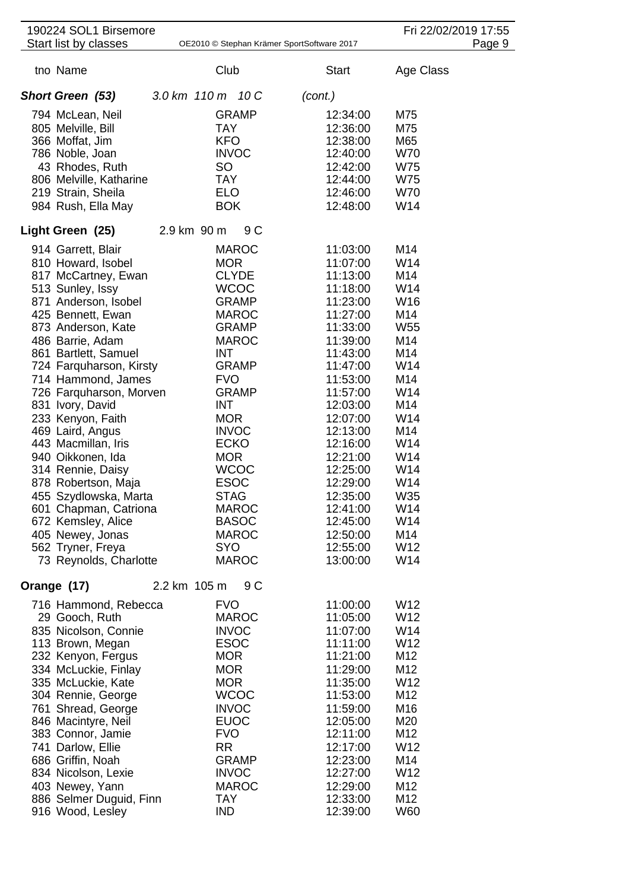190224 SOL1 Birsemore
Start list by classes — OE2010 © Stephan Krämer SportSoftware 2017 — Fri 22/02/2019 17:55

| tno | Name | Club | Start | Age Class |
|---|---|---|---|---|
| | ***Short Green (53)*** *3.0 km 110 m 10 C* | | *(cont.)* | |
| 794 | McLean, Neil | GRAMP | 12:34:00 | M75 |
| 805 | Melville, Bill | TAY | 12:36:00 | M75 |
| 366 | Moffat, Jim | KFO | 12:38:00 | M65 |
| 786 | Noble, Joan | INVOC | 12:40:00 | W70 |
| 43 | Rhodes, Ruth | SO | 12:42:00 | W75 |
| 806 | Melville, Katharine | TAY | 12:44:00 | W75 |
| 219 | Strain, Sheila | ELO | 12:46:00 | W70 |
| 984 | Rush, Ella May | BOK | 12:48:00 | W14 |
| | **Light Green (25)** 2.9 km 90 m 9 C | | | |
| 914 | Garrett, Blair | MAROC | 11:03:00 | M14 |
| 810 | Howard, Isobel | MOR | 11:07:00 | W14 |
| 817 | McCartney, Ewan | CLYDE | 11:13:00 | M14 |
| 513 | Sunley, Issy | WCOC | 11:18:00 | W14 |
| 871 | Anderson, Isobel | GRAMP | 11:23:00 | W16 |
| 425 | Bennett, Ewan | MAROC | 11:27:00 | M14 |
| 873 | Anderson, Kate | GRAMP | 11:33:00 | W55 |
| 486 | Barrie, Adam | MAROC | 11:39:00 | M14 |
| 861 | Bartlett, Samuel | INT | 11:43:00 | M14 |
| 724 | Farquharson, Kirsty | GRAMP | 11:47:00 | W14 |
| 714 | Hammond, James | FVO | 11:53:00 | M14 |
| 726 | Farquharson, Morven | GRAMP | 11:57:00 | W14 |
| 831 | Ivory, David | INT | 12:03:00 | M14 |
| 233 | Kenyon, Faith | MOR | 12:07:00 | W14 |
| 469 | Laird, Angus | INVOC | 12:13:00 | M14 |
| 443 | Macmillan, Iris | ECKO | 12:16:00 | W14 |
| 940 | Oikkonen, Ida | MOR | 12:21:00 | W14 |
| 314 | Rennie, Daisy | WCOC | 12:25:00 | W14 |
| 878 | Robertson, Maja | ESOC | 12:29:00 | W14 |
| 455 | Szydlowska, Marta | STAG | 12:35:00 | W35 |
| 601 | Chapman, Catriona | MAROC | 12:41:00 | W14 |
| 672 | Kemsley, Alice | BASOC | 12:45:00 | W14 |
| 405 | Newey, Jonas | MAROC | 12:50:00 | M14 |
| 562 | Tryner, Freya | SYO | 12:55:00 | W12 |
| 73 | Reynolds, Charlotte | MAROC | 13:00:00 | W14 |
| | **Orange (17)** 2.2 km 105 m 9 C | | | |
| 716 | Hammond, Rebecca | FVO | 11:00:00 | W12 |
| 29 | Gooch, Ruth | MAROC | 11:05:00 | W12 |
| 835 | Nicolson, Connie | INVOC | 11:07:00 | W14 |
| 113 | Brown, Megan | ESOC | 11:11:00 | W12 |
| 232 | Kenyon, Fergus | MOR | 11:21:00 | M12 |
| 334 | McLuckie, Finlay | MOR | 11:29:00 | M12 |
| 335 | McLuckie, Kate | MOR | 11:35:00 | W12 |
| 304 | Rennie, George | WCOC | 11:53:00 | M12 |
| 761 | Shread, George | INVOC | 11:59:00 | M16 |
| 846 | Macintyre, Neil | EUOC | 12:05:00 | M20 |
| 383 | Connor, Jamie | FVO | 12:11:00 | M12 |
| 741 | Darlow, Ellie | RR | 12:17:00 | W12 |
| 686 | Griffin, Noah | GRAMP | 12:23:00 | M14 |
| 834 | Nicolson, Lexie | INVOC | 12:27:00 | W12 |
| 403 | Newey, Yann | MAROC | 12:29:00 | M12 |
| 886 | Selmer Duguid, Finn | TAY | 12:33:00 | M12 |
| 916 | Wood, Lesley | IND | 12:39:00 | W60 |